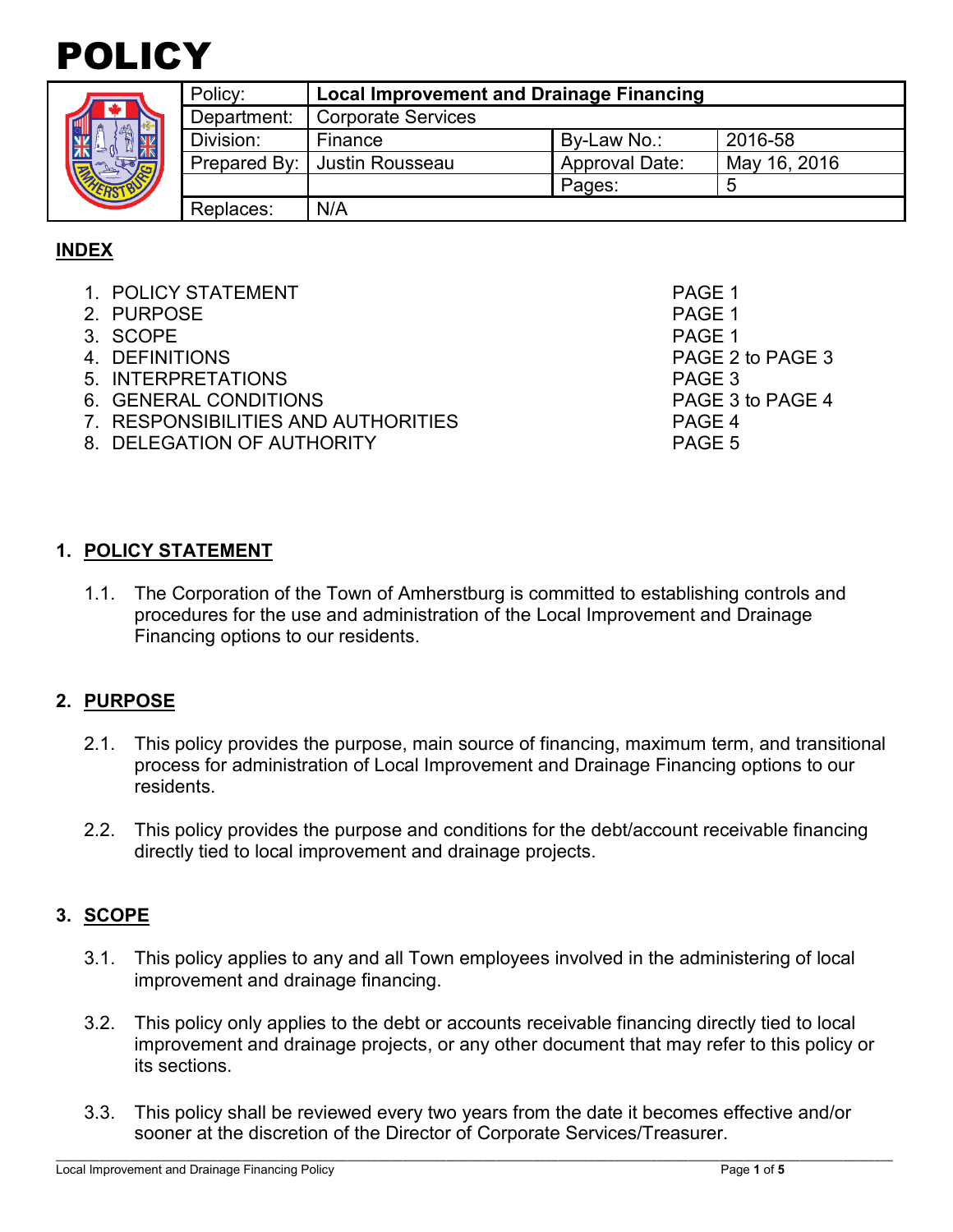# POLICY

| | | | | |
|---|---|---|---|---|
| | Policy: | **Local Improvement and Drainage Financing** | | |
| | Department: | Corporate Services | | |
| | Division: | Finance | By-Law No.: | 2016-58 |
| | Prepared By: | Justin Rousseau | Approval Date: | May 16, 2016 |
| | | | Pages: | 5 |
| | Replaces: | N/A | | |

**INDEX**

1. POLICY STATEMENT — PAGE 1
2. PURPOSE — PAGE 1
3. SCOPE — PAGE 1
4. DEFINITIONS — PAGE 2 to PAGE 3
5. INTERPRETATIONS — PAGE 3
6. GENERAL CONDITIONS — PAGE 3 to PAGE 4
7. RESPONSIBILITIES AND AUTHORITIES — PAGE 4
8. DELEGATION OF AUTHORITY — PAGE 5

## 1. POLICY STATEMENT

1.1. The Corporation of the Town of Amherstburg is committed to establishing controls and procedures for the use and administration of the Local Improvement and Drainage Financing options to our residents.

## 2. PURPOSE

2.1. This policy provides the purpose, main source of financing, maximum term, and transitional process for administration of Local Improvement and Drainage Financing options to our residents.

2.2. This policy provides the purpose and conditions for the debt/account receivable financing directly tied to local improvement and drainage projects.

## 3. SCOPE

3.1. This policy applies to any and all Town employees involved in the administering of local improvement and drainage financing.

3.2. This policy only applies to the debt or accounts receivable financing directly tied to local improvement and drainage projects, or any other document that may refer to this policy or its sections.

3.3. This policy shall be reviewed every two years from the date it becomes effective and/or sooner at the discretion of the Director of Corporate Services/Treasurer.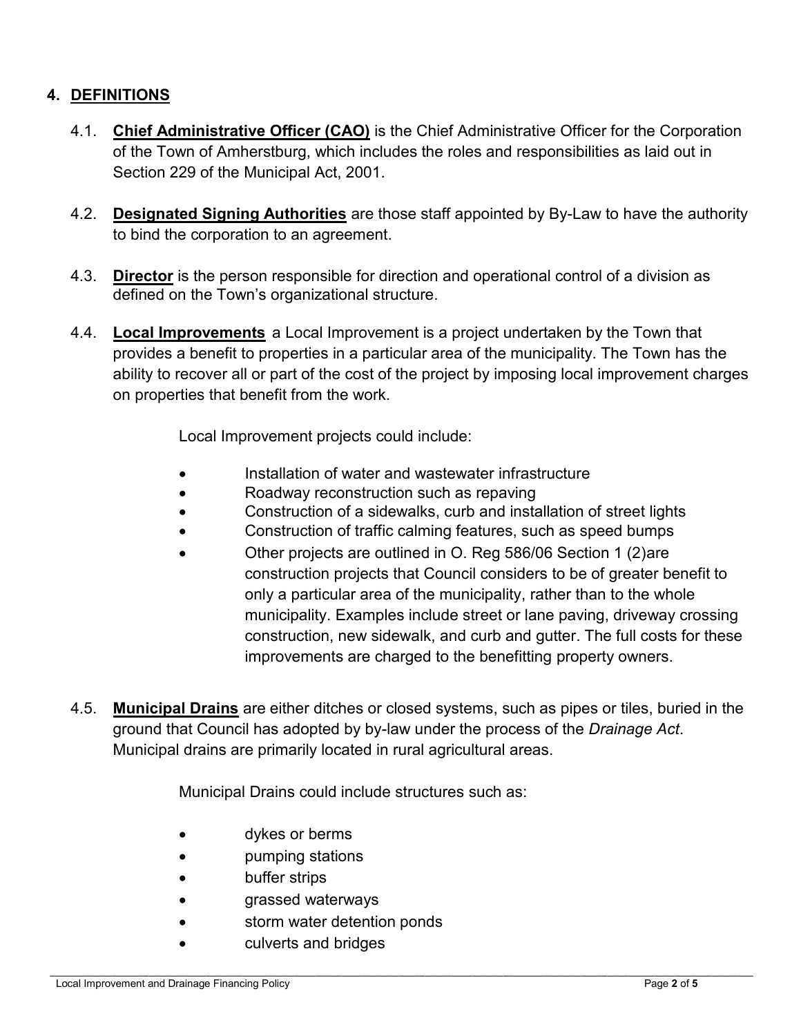## 4. DEFINITIONS

4.1. **Chief Administrative Officer (CAO)** is the Chief Administrative Officer for the Corporation of the Town of Amherstburg, which includes the roles and responsibilities as laid out in Section 229 of the Municipal Act, 2001.

4.2. **Designated Signing Authorities** are those staff appointed by By-Law to have the authority to bind the corporation to an agreement.

4.3. **Director** is the person responsible for direction and operational control of a division as defined on the Town's organizational structure.

4.4. **Local Improvements** a Local Improvement is a project undertaken by the Town that provides a benefit to properties in a particular area of the municipality. The Town has the ability to recover all or part of the cost of the project by imposing local improvement charges on properties that benefit from the work.

Local Improvement projects could include:

- Installation of water and wastewater infrastructure
- Roadway reconstruction such as repaving
- Construction of a sidewalks, curb and installation of street lights
- Construction of traffic calming features, such as speed bumps
- Other projects are outlined in O. Reg 586/06 Section 1 (2)are construction projects that Council considers to be of greater benefit to only a particular area of the municipality, rather than to the whole municipality. Examples include street or lane paving, driveway crossing construction, new sidewalk, and curb and gutter. The full costs for these improvements are charged to the benefitting property owners.

4.5. **Municipal Drains** are either ditches or closed systems, such as pipes or tiles, buried in the ground that Council has adopted by by-law under the process of the *Drainage Act*. Municipal drains are primarily located in rural agricultural areas.

Municipal Drains could include structures such as:

- dykes or berms
- pumping stations
- buffer strips
- grassed waterways
- storm water detention ponds
- culverts and bridges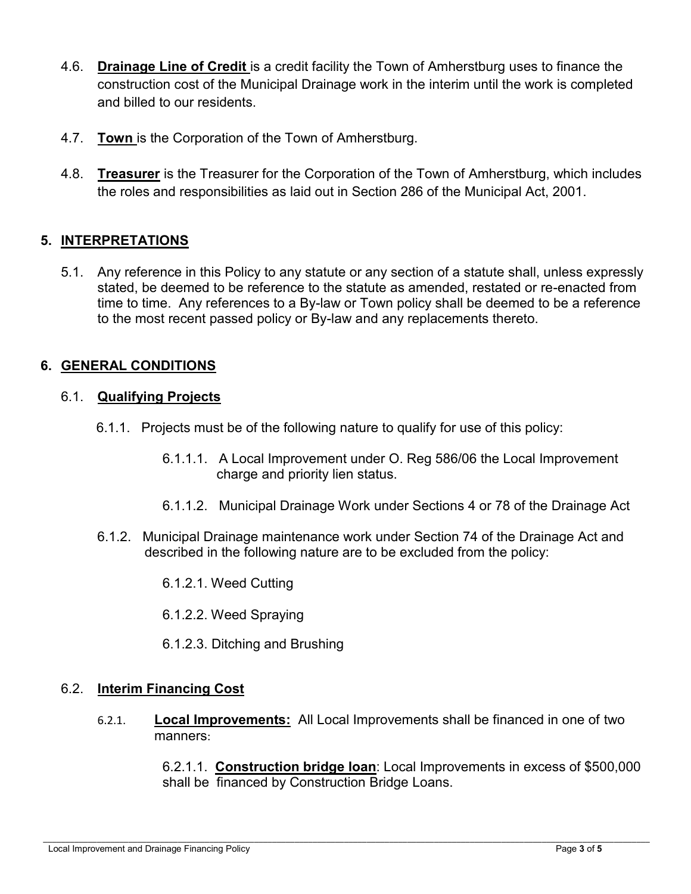4.6. **Drainage Line of Credit** is a credit facility the Town of Amherstburg uses to finance the construction cost of the Municipal Drainage work in the interim until the work is completed and billed to our residents.

4.7. **Town** is the Corporation of the Town of Amherstburg.

4.8. **Treasurer** is the Treasurer for the Corporation of the Town of Amherstburg, which includes the roles and responsibilities as laid out in Section 286 of the Municipal Act, 2001.

## 5. INTERPRETATIONS

5.1. Any reference in this Policy to any statute or any section of a statute shall, unless expressly stated, be deemed to be reference to the statute as amended, restated or re-enacted from time to time. Any references to a By-law or Town policy shall be deemed to be a reference to the most recent passed policy or By-law and any replacements thereto.

## 6. GENERAL CONDITIONS

### 6.1. Qualifying Projects

6.1.1. Projects must be of the following nature to qualify for use of this policy:

6.1.1.1. A Local Improvement under O. Reg 586/06 the Local Improvement charge and priority lien status.

6.1.1.2. Municipal Drainage Work under Sections 4 or 78 of the Drainage Act

6.1.2. Municipal Drainage maintenance work under Section 74 of the Drainage Act and described in the following nature are to be excluded from the policy:

6.1.2.1. Weed Cutting

6.1.2.2. Weed Spraying

6.1.2.3. Ditching and Brushing

### 6.2. Interim Financing Cost

6.2.1. **Local Improvements:** All Local Improvements shall be financed in one of two manners:

6.2.1.1. **Construction bridge loan**: Local Improvements in excess of $500,000 shall be financed by Construction Bridge Loans.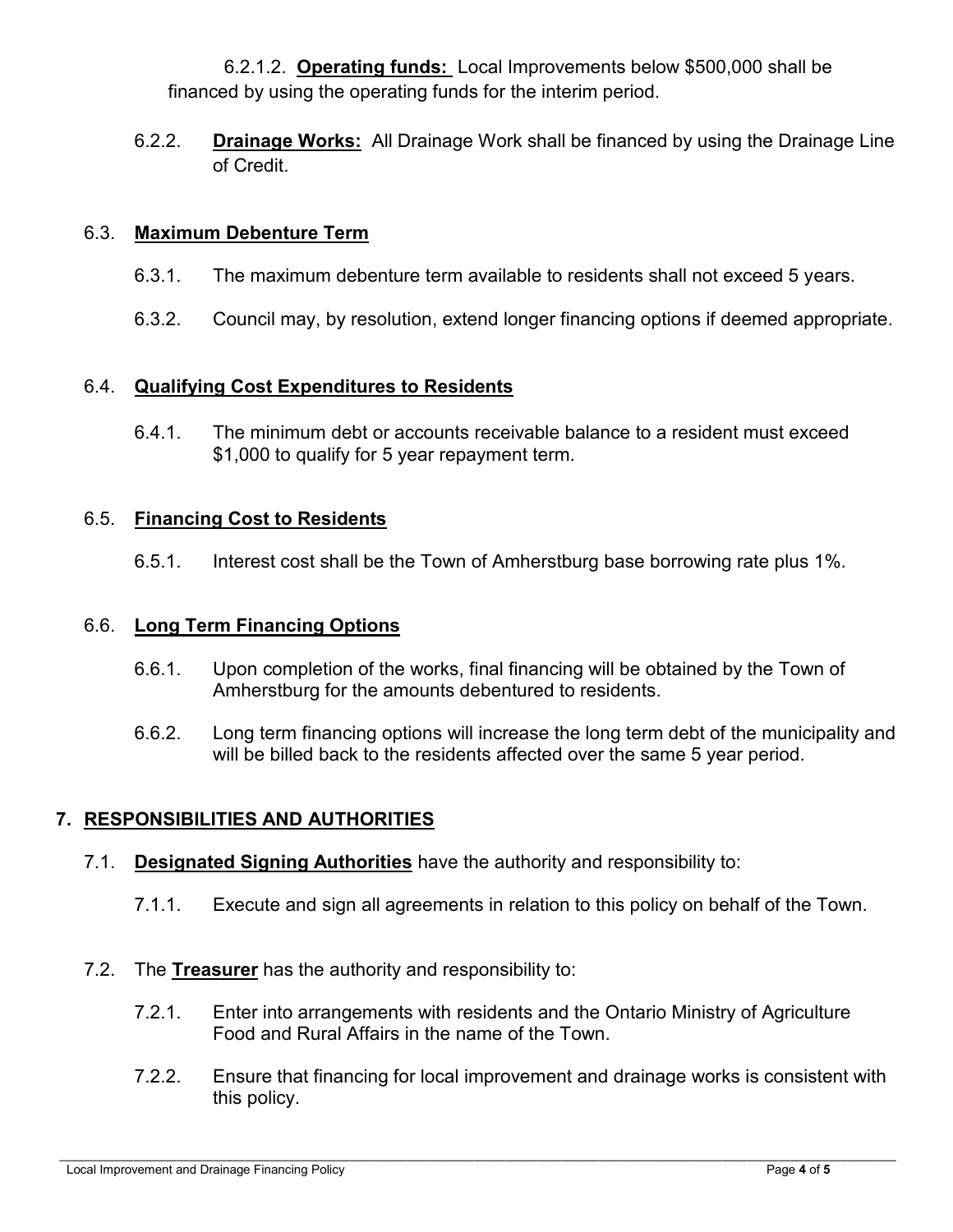6.2.1.2. **Operating funds:** Local Improvements below $500,000 shall be financed by using the operating funds for the interim period.

6.2.2. **Drainage Works:** All Drainage Work shall be financed by using the Drainage Line of Credit.

### 6.3. Maximum Debenture Term

6.3.1. The maximum debenture term available to residents shall not exceed 5 years.

6.3.2. Council may, by resolution, extend longer financing options if deemed appropriate.

### 6.4. Qualifying Cost Expenditures to Residents

6.4.1. The minimum debt or accounts receivable balance to a resident must exceed $1,000 to qualify for 5 year repayment term.

### 6.5. Financing Cost to Residents

6.5.1. Interest cost shall be the Town of Amherstburg base borrowing rate plus 1%.

### 6.6. Long Term Financing Options

6.6.1. Upon completion of the works, final financing will be obtained by the Town of Amherstburg for the amounts debentured to residents.

6.6.2. Long term financing options will increase the long term debt of the municipality and will be billed back to the residents affected over the same 5 year period.

## 7. RESPONSIBILITIES AND AUTHORITIES

7.1. **Designated Signing Authorities** have the authority and responsibility to:

7.1.1. Execute and sign all agreements in relation to this policy on behalf of the Town.

7.2. The **Treasurer** has the authority and responsibility to:

7.2.1. Enter into arrangements with residents and the Ontario Ministry of Agriculture Food and Rural Affairs in the name of the Town.

7.2.2. Ensure that financing for local improvement and drainage works is consistent with this policy.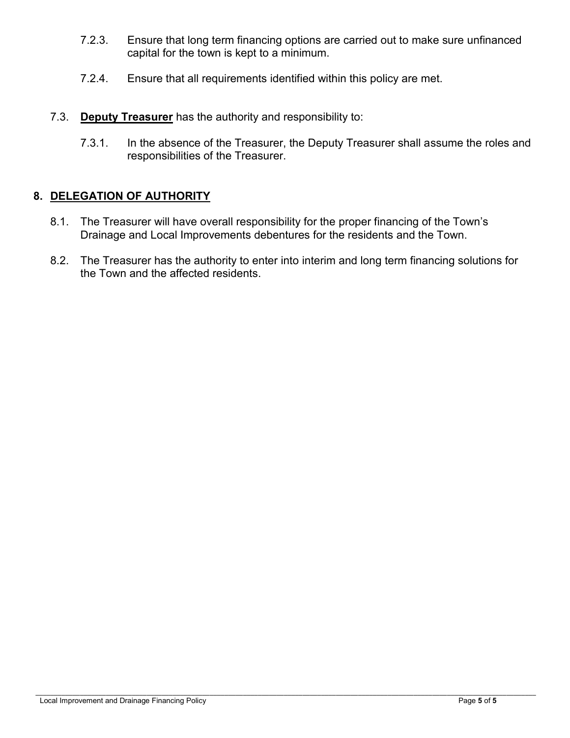7.2.3. Ensure that long term financing options are carried out to make sure unfinanced capital for the town is kept to a minimum.

7.2.4. Ensure that all requirements identified within this policy are met.

7.3. **Deputy Treasurer** has the authority and responsibility to:

7.3.1. In the absence of the Treasurer, the Deputy Treasurer shall assume the roles and responsibilities of the Treasurer.

## 8. DELEGATION OF AUTHORITY

8.1. The Treasurer will have overall responsibility for the proper financing of the Town's Drainage and Local Improvements debentures for the residents and the Town.

8.2. The Treasurer has the authority to enter into interim and long term financing solutions for the Town and the affected residents.